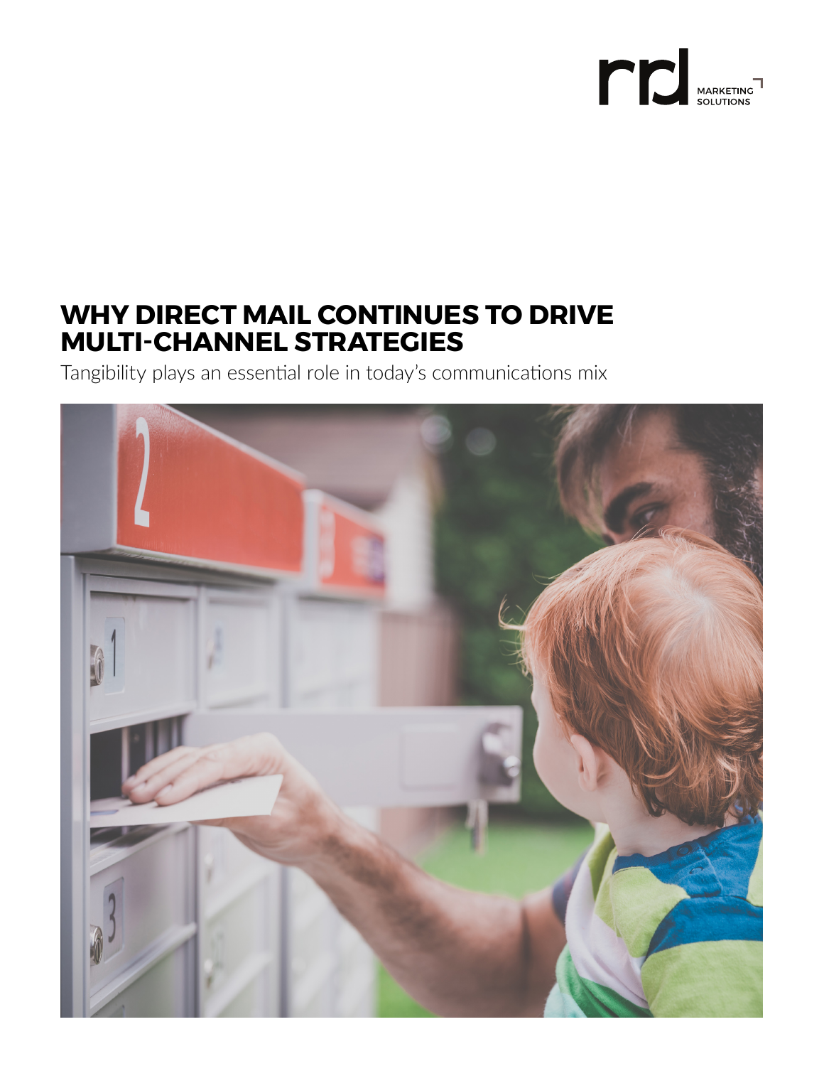rrd MARKETING SOLUTIONS

# WHY DIRECT MAIL CONTINUES TO DRIVE MULTI-CHANNEL STRATEGIES

Tangibility plays an essential role in today's communications mix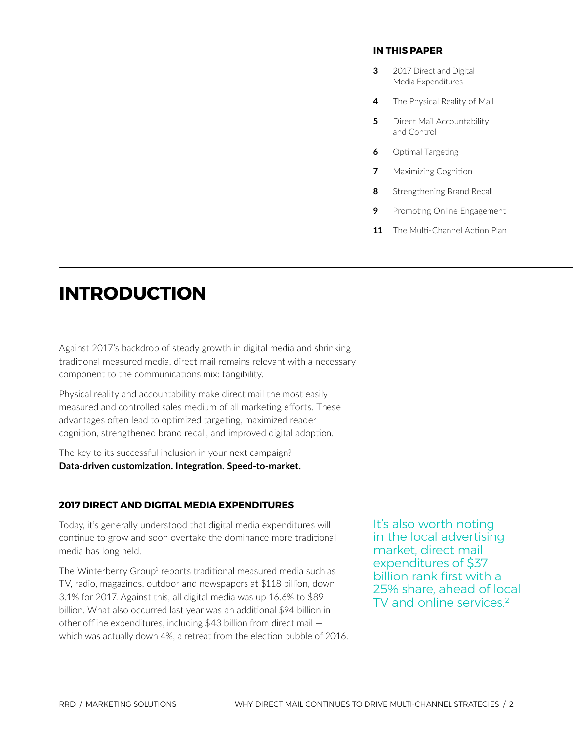**IN THIS PAPER**

- **3** 2017 Direct and Digital Media Expenditures
- **4** The Physical Reality of Mail
- **5** Direct Mail Accountability and Control
- **6** Optimal Targeting
- **7** Maximizing Cognition
- **8** Strengthening Brand Recall
- **9** Promoting Online Engagement
- **11** The Multi-Channel Action Plan

# INTRODUCTION

Against 2017's backdrop of steady growth in digital media and shrinking traditional measured media, direct mail remains relevant with a necessary component to the communications mix: tangibility.

Physical reality and accountability make direct mail the most easily measured and controlled sales medium of all marketing efforts. These advantages often lead to optimized targeting, maximized reader cognition, strengthened brand recall, and improved digital adoption.

The key to its successful inclusion in your next campaign?
**Data-driven customization. Integration. Speed-to-market.**

## 2017 DIRECT AND DIGITAL MEDIA EXPENDITURES

Today, it's generally understood that digital media expenditures will continue to grow and soon overtake the dominance more traditional media has long held.

The Winterberry Group[1] reports traditional measured media such as TV, radio, magazines, outdoor and newspapers at $118 billion, down 3.1% for 2017. Against this, all digital media was up 16.6% to $89 billion. What also occurred last year was an additional $94 billion in other offline expenditures, including $43 billion from direct mail — which was actually down 4%, a retreat from the election bubble of 2016.

It's also worth noting in the local advertising market, direct mail expenditures of $37 billion rank first with a 25% share, ahead of local TV and online services.[2]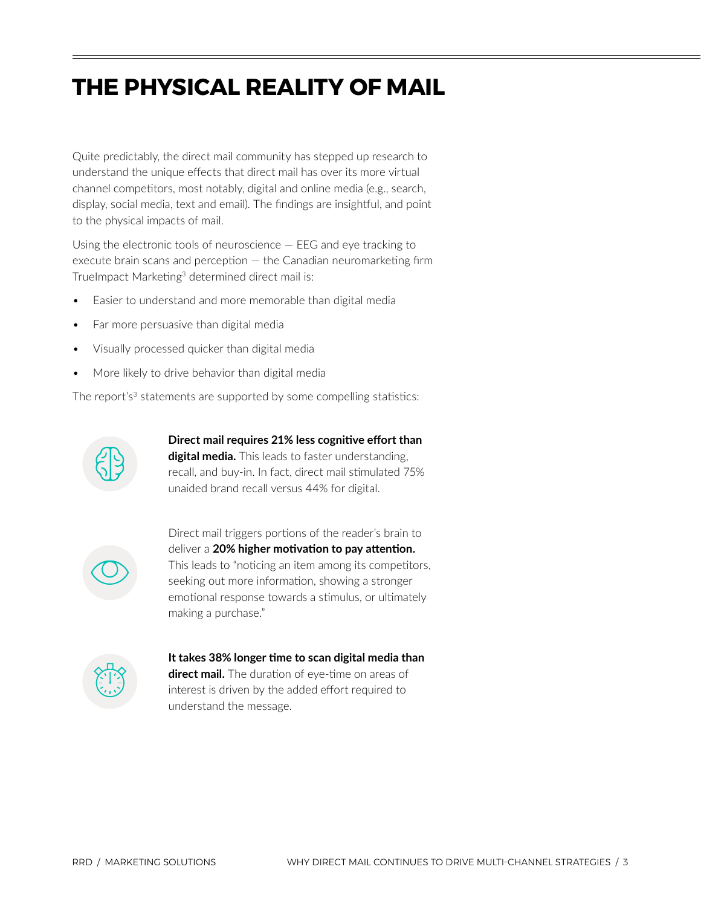# THE PHYSICAL REALITY OF MAIL

Quite predictably, the direct mail community has stepped up research to understand the unique effects that direct mail has over its more virtual channel competitors, most notably, digital and online media (e.g., search, display, social media, text and email). The findings are insightful, and point to the physical impacts of mail.

Using the electronic tools of neuroscience — EEG and eye tracking to execute brain scans and perception — the Canadian neuromarketing firm TrueImpact Marketing[3] determined direct mail is:

- Easier to understand and more memorable than digital media
- Far more persuasive than digital media
- Visually processed quicker than digital media
- More likely to drive behavior than digital media

The report's[3] statements are supported by some compelling statistics:

**Direct mail requires 21% less cognitive effort than digital media.** This leads to faster understanding, recall, and buy-in. In fact, direct mail stimulated 75% unaided brand recall versus 44% for digital.

Direct mail triggers portions of the reader's brain to deliver a **20% higher motivation to pay attention.** This leads to "noticing an item among its competitors, seeking out more information, showing a stronger emotional response towards a stimulus, or ultimately making a purchase."

**It takes 38% longer time to scan digital media than direct mail.** The duration of eye-time on areas of interest is driven by the added effort required to understand the message.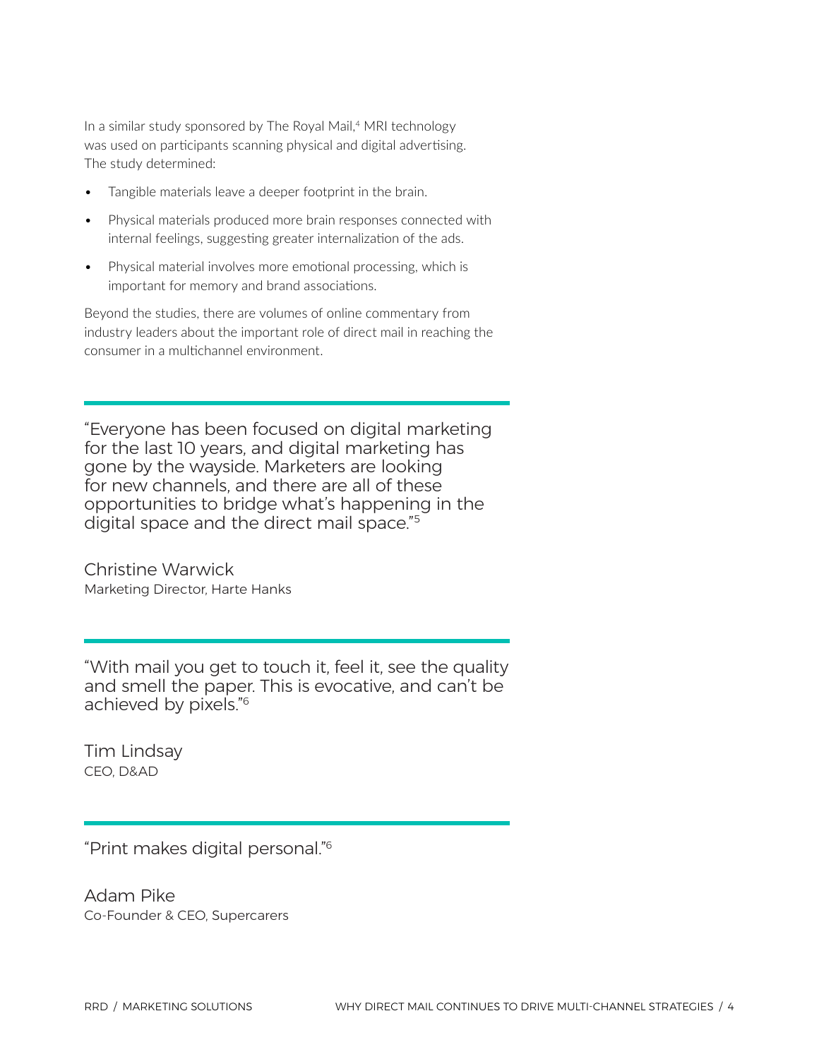In a similar study sponsored by The Royal Mail,[4] MRI technology was used on participants scanning physical and digital advertising. The study determined:

- Tangible materials leave a deeper footprint in the brain.
- Physical materials produced more brain responses connected with internal feelings, suggesting greater internalization of the ads.
- Physical material involves more emotional processing, which is important for memory and brand associations.

Beyond the studies, there are volumes of online commentary from industry leaders about the important role of direct mail in reaching the consumer in a multichannel environment.

---

> "Everyone has been focused on digital marketing for the last 10 years, and digital marketing has gone by the wayside. Marketers are looking for new channels, and there are all of these opportunities to bridge what's happening in the digital space and the direct mail space."[5]

Christine Warwick
Marketing Director, Harte Hanks

---

> "With mail you get to touch it, feel it, see the quality and smell the paper. This is evocative, and can't be achieved by pixels."[6]

Tim Lindsay
CEO, D&AD

---

> "Print makes digital personal."[6]

Adam Pike
Co-Founder & CEO, Supercarers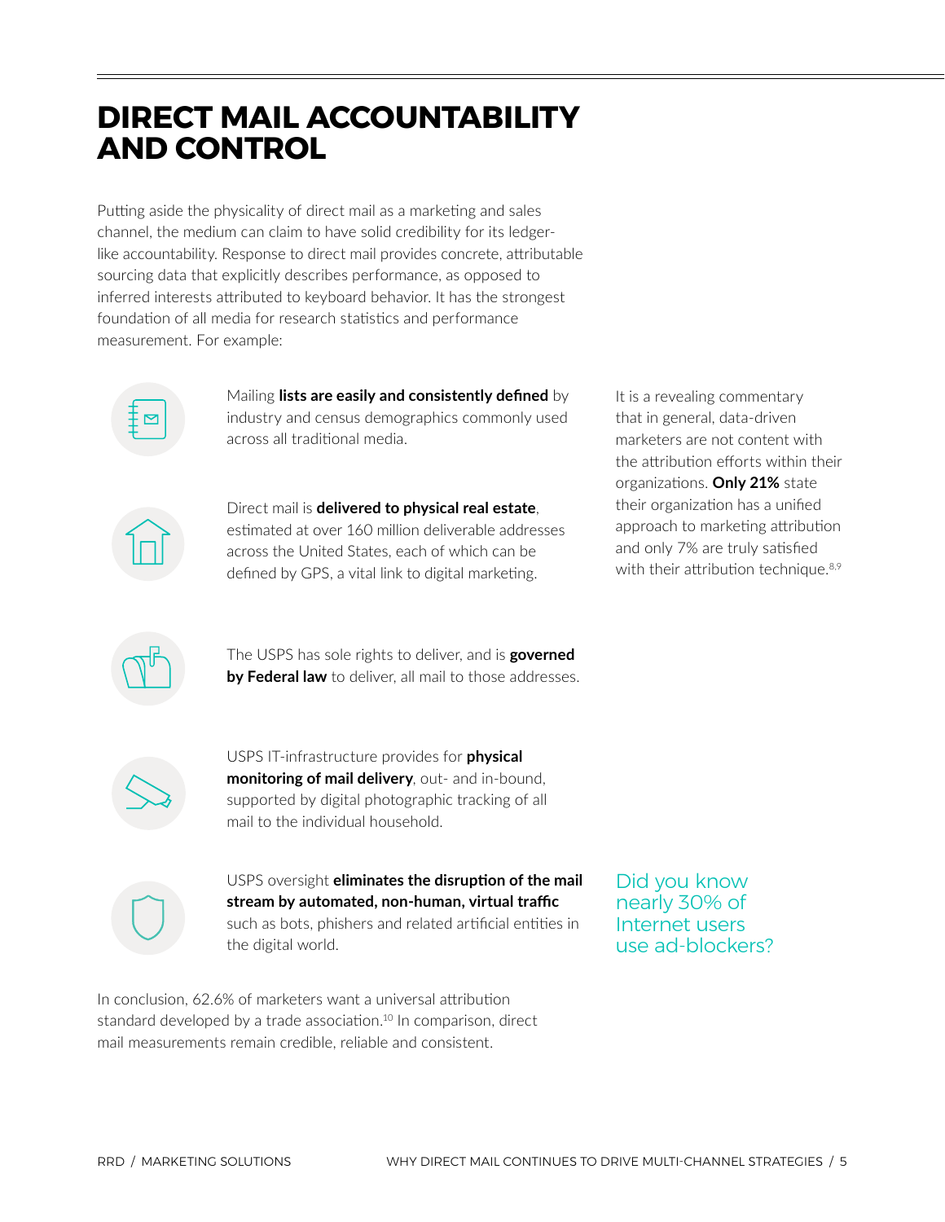# DIRECT MAIL ACCOUNTABILITY AND CONTROL

Putting aside the physicality of direct mail as a marketing and sales channel, the medium can claim to have solid credibility for its ledger-like accountability. Response to direct mail provides concrete, attributable sourcing data that explicitly describes performance, as opposed to inferred interests attributed to keyboard behavior. It has the strongest foundation of all media for research statistics and performance measurement. For example:

- Mailing **lists are easily and consistently defined** by industry and census demographics commonly used across all traditional media.
- Direct mail is **delivered to physical real estate**, estimated at over 160 million deliverable addresses across the United States, each of which can be defined by GPS, a vital link to digital marketing.
- The USPS has sole rights to deliver, and is **governed by Federal law** to deliver, all mail to those addresses.
- USPS IT-infrastructure provides for **physical monitoring of mail delivery**, out- and in-bound, supported by digital photographic tracking of all mail to the individual household.
- USPS oversight **eliminates the disruption of the mail stream by automated, non-human, virtual traffic** such as bots, phishers and related artificial entities in the digital world.

In conclusion, 62.6% of marketers want a universal attribution standard developed by a trade association.[10] In comparison, direct mail measurements remain credible, reliable and consistent.

It is a revealing commentary that in general, data-driven marketers are not content with the attribution efforts within their organizations. **Only 21%** state their organization has a unified approach to marketing attribution and only 7% are truly satisfied with their attribution technique.[8,9]

Did you know nearly 30% of Internet users use ad-blockers?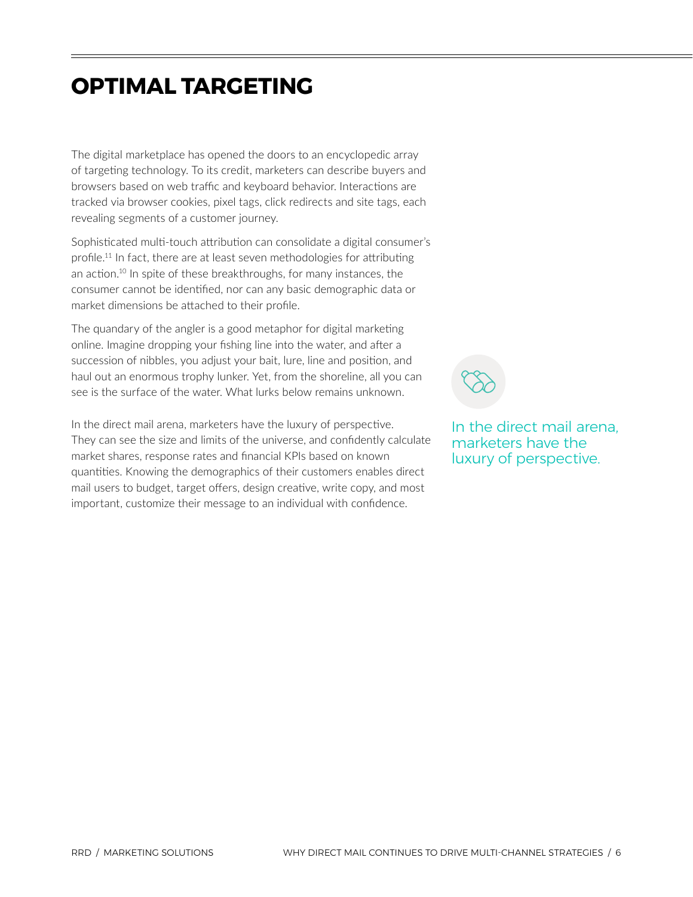# OPTIMAL TARGETING

The digital marketplace has opened the doors to an encyclopedic array of targeting technology. To its credit, marketers can describe buyers and browsers based on web traffic and keyboard behavior. Interactions are tracked via browser cookies, pixel tags, click redirects and site tags, each revealing segments of a customer journey.

Sophisticated multi-touch attribution can consolidate a digital consumer's profile.[11] In fact, there are at least seven methodologies for attributing an action.[10] In spite of these breakthroughs, for many instances, the consumer cannot be identified, nor can any basic demographic data or market dimensions be attached to their profile.

The quandary of the angler is a good metaphor for digital marketing online. Imagine dropping your fishing line into the water, and after a succession of nibbles, you adjust your bait, lure, line and position, and haul out an enormous trophy lunker. Yet, from the shoreline, all you can see is the surface of the water. What lurks below remains unknown.

In the direct mail arena, marketers have the luxury of perspective. They can see the size and limits of the universe, and confidently calculate market shares, response rates and financial KPIs based on known quantities. Knowing the demographics of their customers enables direct mail users to budget, target offers, design creative, write copy, and most important, customize their message to an individual with confidence.

In the direct mail arena, marketers have the luxury of perspective.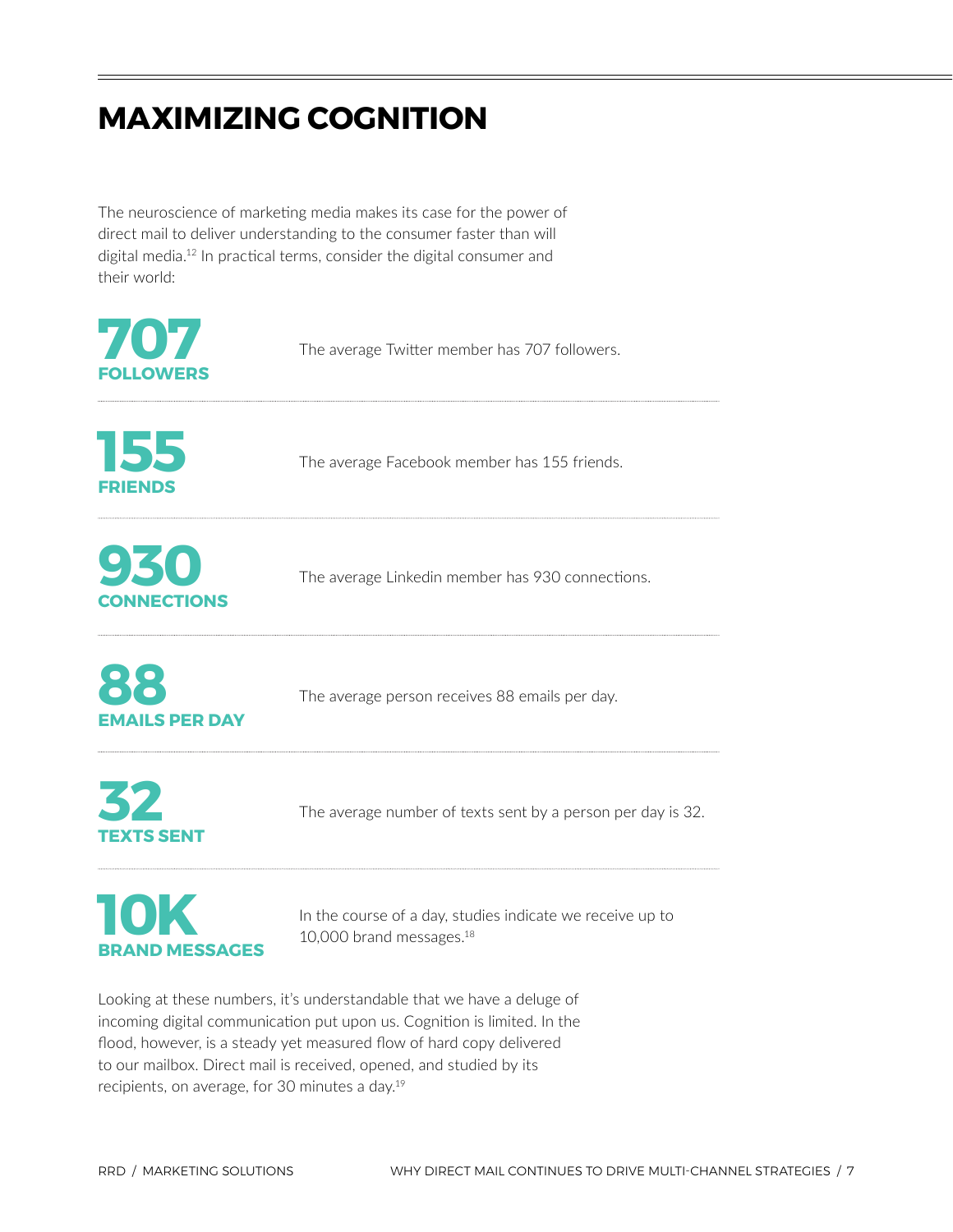# MAXIMIZING COGNITION

The neuroscience of marketing media makes its case for the power of direct mail to deliver understanding to the consumer faster than will digital media.[12] In practical terms, consider the digital consumer and their world:

**707**
**FOLLOWERS**

The average Twitter member has 707 followers.

**155**
**FRIENDS**

The average Facebook member has 155 friends.

**930**
**CONNECTIONS**

The average Linkedin member has 930 connections.

**88**
**EMAILS PER DAY**

The average person receives 88 emails per day.

**32**
**TEXTS SENT**

The average number of texts sent by a person per day is 32.

**10K**
**BRAND MESSAGES**

In the course of a day, studies indicate we receive up to 10,000 brand messages.[18]

Looking at these numbers, it's understandable that we have a deluge of incoming digital communication put upon us. Cognition is limited. In the flood, however, is a steady yet measured flow of hard copy delivered to our mailbox. Direct mail is received, opened, and studied by its recipients, on average, for 30 minutes a day.[19]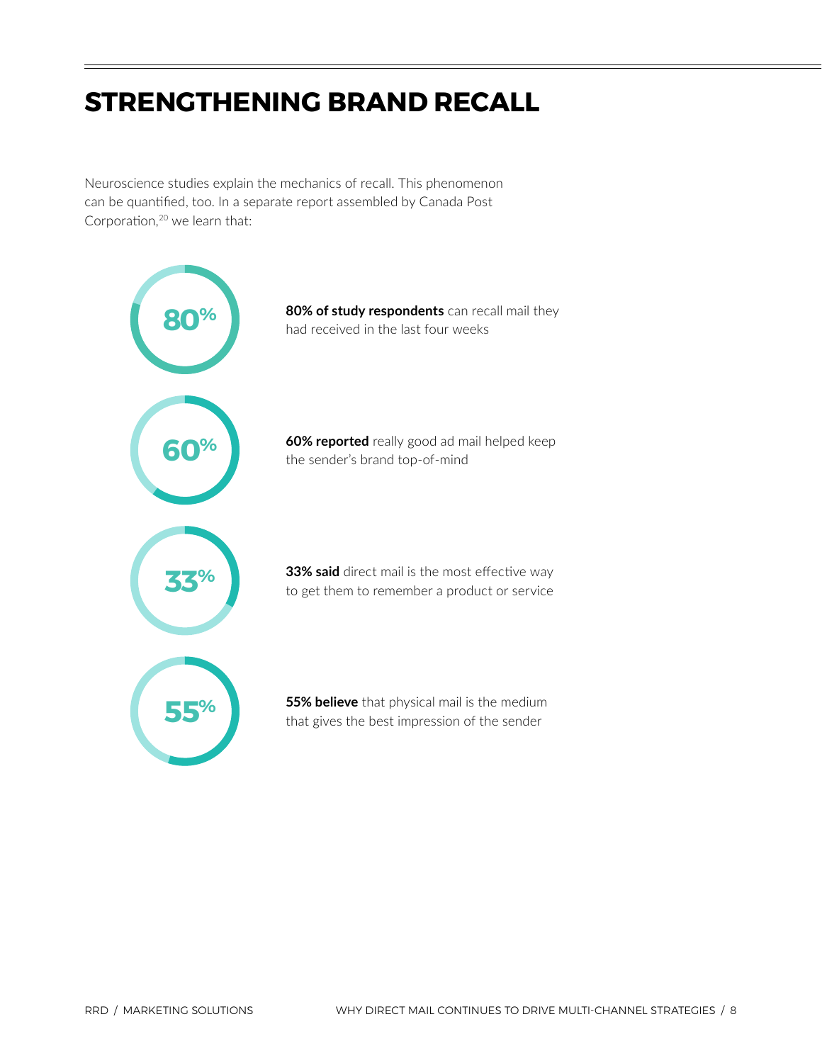# STRENGTHENING BRAND RECALL

Neuroscience studies explain the mechanics of recall. This phenomenon can be quantified, too. In a separate report assembled by Canada Post Corporation,[20] we learn that:

80%

**80% of study respondents** can recall mail they had received in the last four weeks

60%

**60% reported** really good ad mail helped keep the sender's brand top-of-mind

33%

**33% said** direct mail is the most effective way to get them to remember a product or service

55%

**55% believe** that physical mail is the medium that gives the best impression of the sender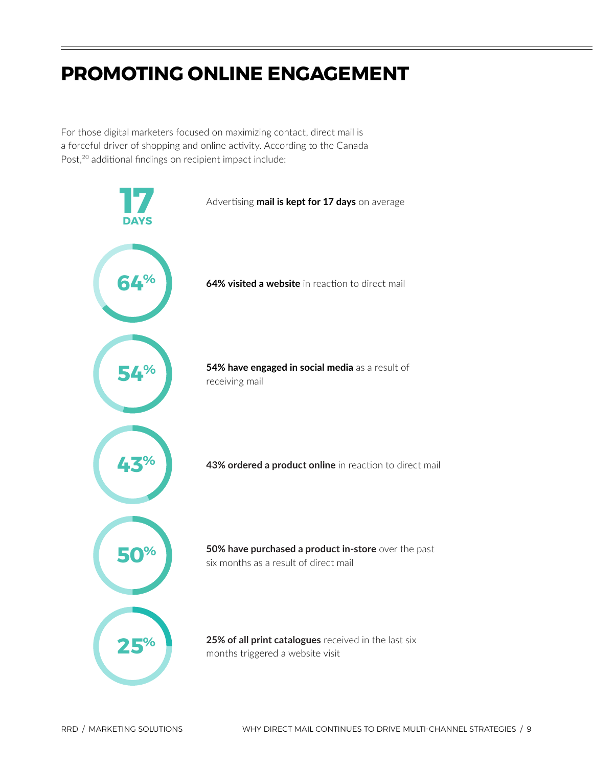# PROMOTING ONLINE ENGAGEMENT

For those digital marketers focused on maximizing contact, direct mail is a forceful driver of shopping and online activity. According to the Canada Post,[20] additional findings on recipient impact include:

**17 DAYS** — Advertising **mail is kept for 17 days** on average

**64%** — **64% visited a website** in reaction to direct mail

**54%** — **54% have engaged in social media** as a result of receiving mail

**43%** — **43% ordered a product online** in reaction to direct mail

**50%** — **50% have purchased a product in-store** over the past six months as a result of direct mail

**25%** — **25% of all print catalogues** received in the last six months triggered a website visit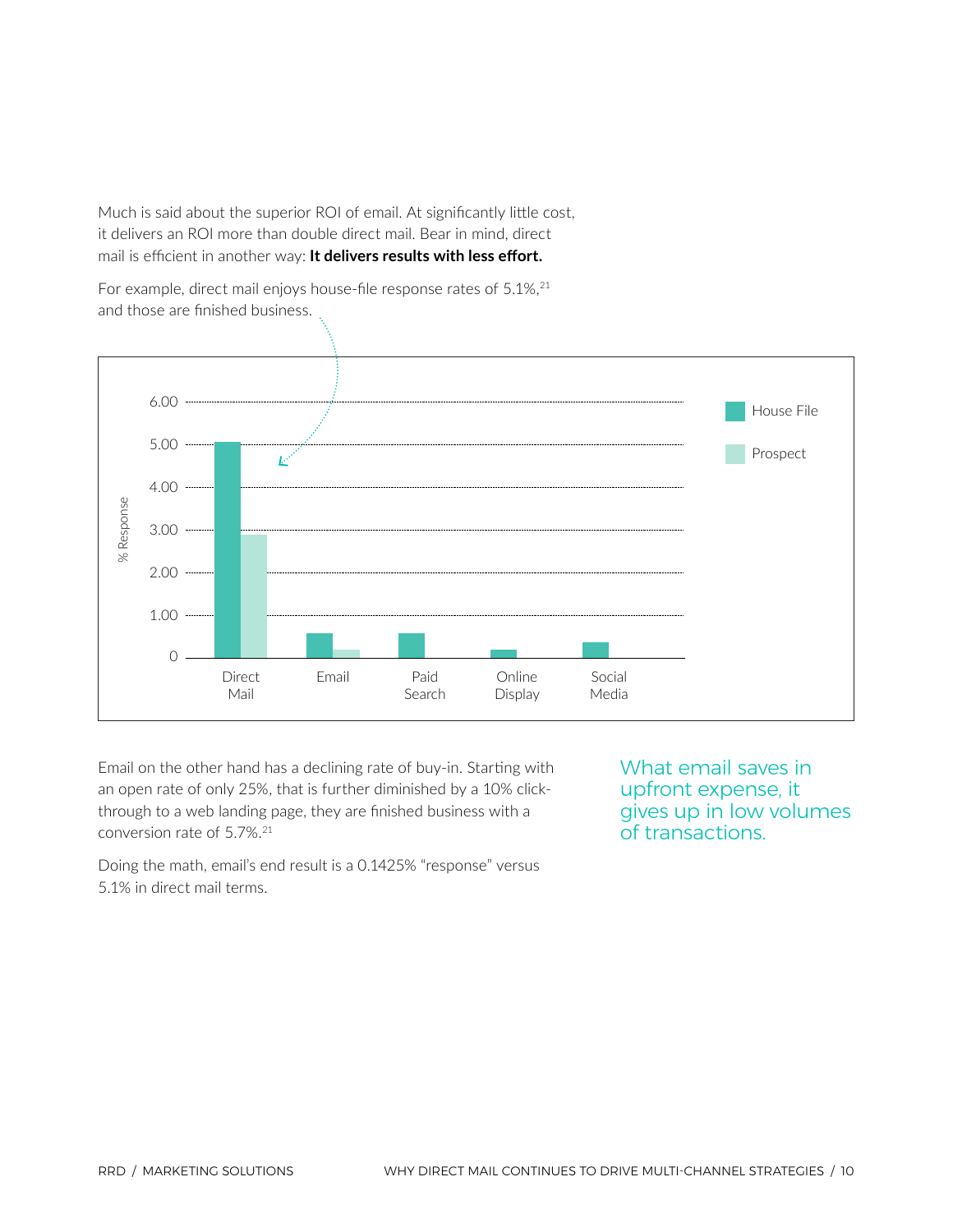Much is said about the superior ROI of email. At significantly little cost, it delivers an ROI more than double direct mail. Bear in mind, direct mail is efficient in another way: **It delivers results with less effort.**

For example, direct mail enjoys house-file response rates of 5.1%,[21] and those are finished business.

% Response

| | House File | Prospect |
|---|---|---|
| Direct Mail | 5.1 | 2.9 |
| Email | 0.58 | 0.18 |
| Paid Search | 0.58 | |
| Online Display | 0.2 | |
| Social Media | 0.37 | |

Email on the other hand has a declining rate of buy-in. Starting with an open rate of only 25%, that is further diminished by a 10% click-through to a web landing page, they are finished business with a conversion rate of 5.7%.[21]

Doing the math, email's end result is a 0.1425% "response" versus 5.1% in direct mail terms.

What email saves in upfront expense, it gives up in low volumes of transactions.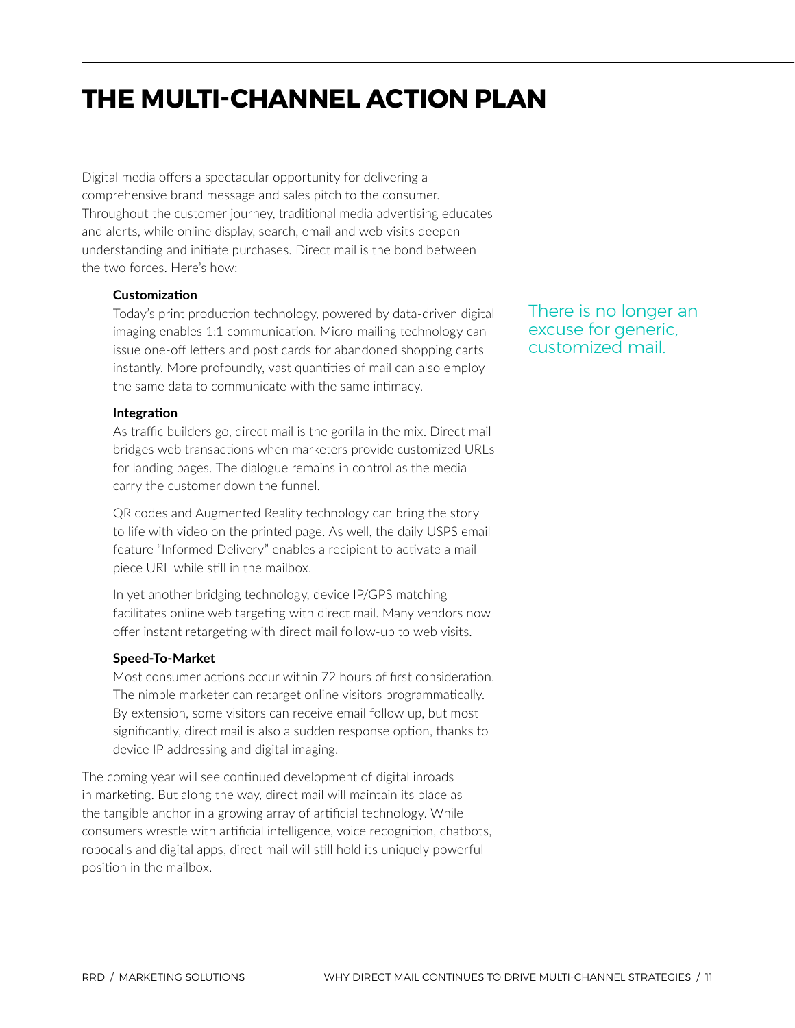# THE MULTI-CHANNEL ACTION PLAN

Digital media offers a spectacular opportunity for delivering a comprehensive brand message and sales pitch to the consumer. Throughout the customer journey, traditional media advertising educates and alerts, while online display, search, email and web visits deepen understanding and initiate purchases. Direct mail is the bond between the two forces. Here's how:

**Customization**

Today's print production technology, powered by data-driven digital imaging enables 1:1 communication. Micro-mailing technology can issue one-off letters and post cards for abandoned shopping carts instantly. More profoundly, vast quantities of mail can also employ the same data to communicate with the same intimacy.

There is no longer an excuse for generic, customized mail.

**Integration**

As traffic builders go, direct mail is the gorilla in the mix. Direct mail bridges web transactions when marketers provide customized URLs for landing pages. The dialogue remains in control as the media carry the customer down the funnel.

QR codes and Augmented Reality technology can bring the story to life with video on the printed page. As well, the daily USPS email feature "Informed Delivery" enables a recipient to activate a mail-piece URL while still in the mailbox.

In yet another bridging technology, device IP/GPS matching facilitates online web targeting with direct mail. Many vendors now offer instant retargeting with direct mail follow-up to web visits.

**Speed-To-Market**

Most consumer actions occur within 72 hours of first consideration. The nimble marketer can retarget online visitors programmatically. By extension, some visitors can receive email follow up, but most significantly, direct mail is also a sudden response option, thanks to device IP addressing and digital imaging.

The coming year will see continued development of digital inroads in marketing. But along the way, direct mail will maintain its place as the tangible anchor in a growing array of artificial technology. While consumers wrestle with artificial intelligence, voice recognition, chatbots, robocalls and digital apps, direct mail will still hold its uniquely powerful position in the mailbox.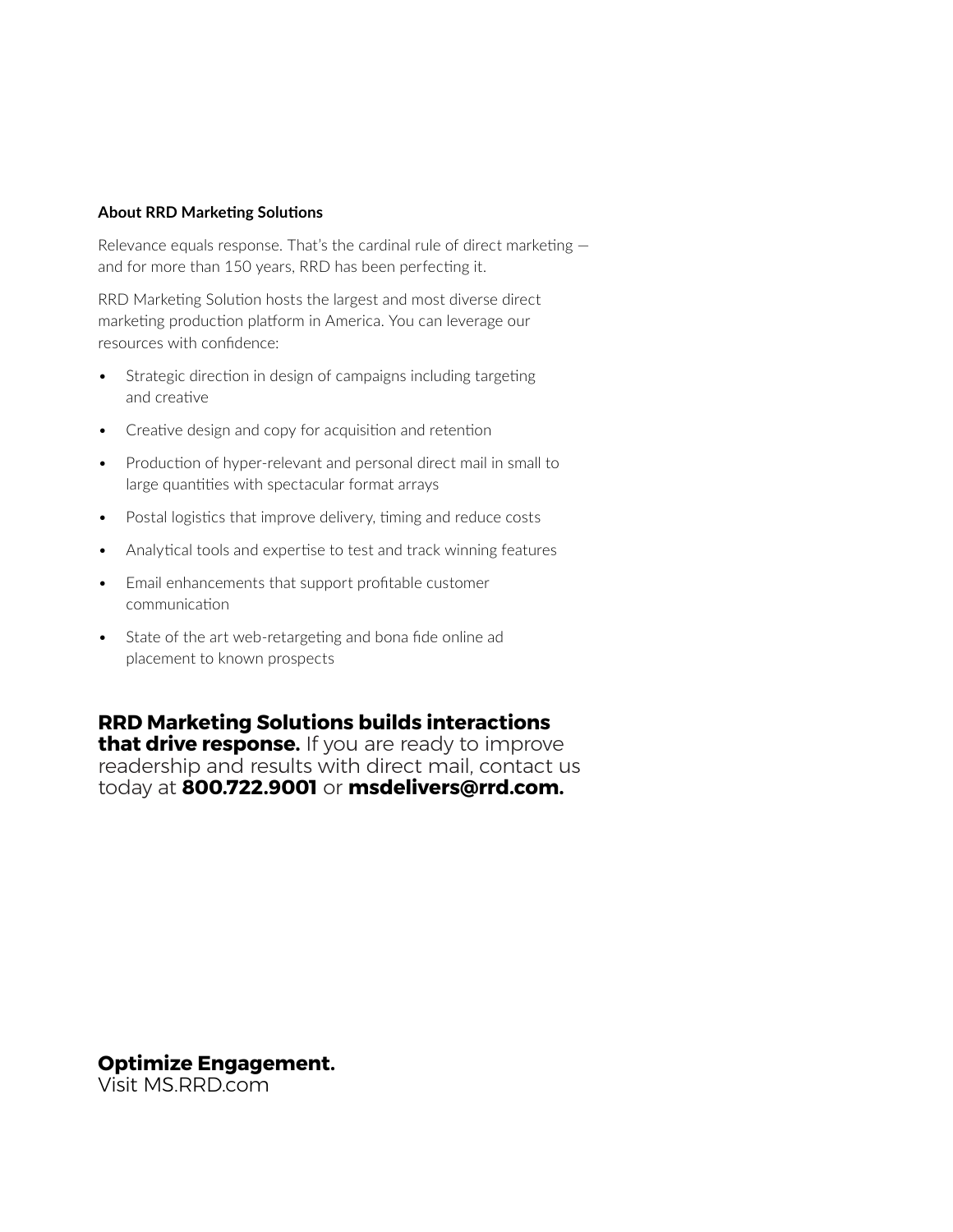### About RRD Marketing Solutions

Relevance equals response. That's the cardinal rule of direct marketing — and for more than 150 years, RRD has been perfecting it.

RRD Marketing Solution hosts the largest and most diverse direct marketing production platform in America. You can leverage our resources with confidence:

- Strategic direction in design of campaigns including targeting and creative
- Creative design and copy for acquisition and retention
- Production of hyper-relevant and personal direct mail in small to large quantities with spectacular format arrays
- Postal logistics that improve delivery, timing and reduce costs
- Analytical tools and expertise to test and track winning features
- Email enhancements that support profitable customer communication
- State of the art web-retargeting and bona fide online ad placement to known prospects

**RRD Marketing Solutions builds interactions that drive response.** If you are ready to improve readership and results with direct mail, contact us today at **800.722.9001** or **msdelivers@rrd.com.**

**Optimize Engagement.**
Visit MS.RRD.com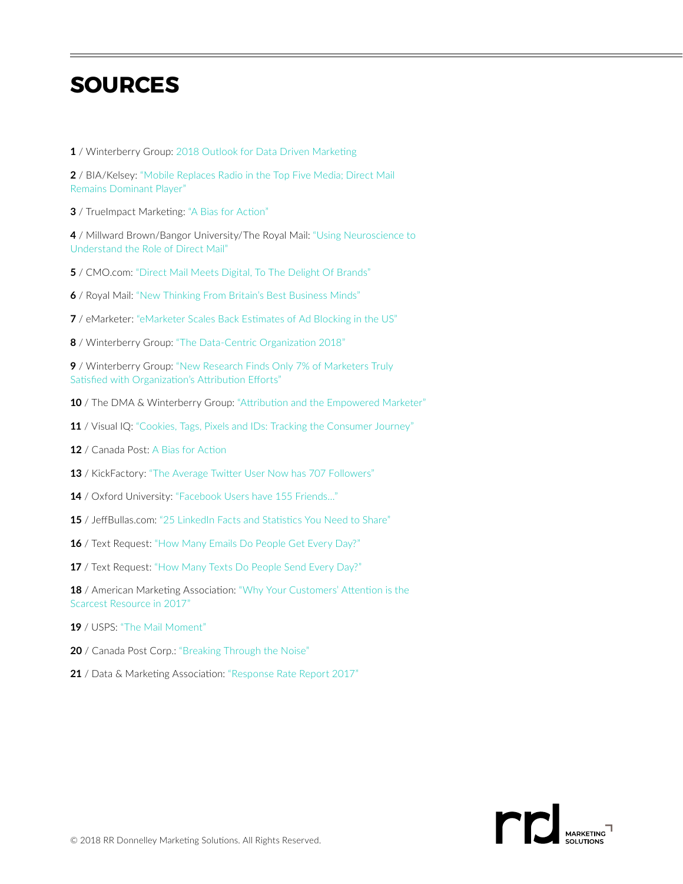# SOURCES

**1** / Winterberry Group: 2018 Outlook for Data Driven Marketing

**2** / BIA/Kelsey: "Mobile Replaces Radio in the Top Five Media; Direct Mail Remains Dominant Player"

**3** / TrueImpact Marketing: "A Bias for Action"

**4** / Millward Brown/Bangor University/The Royal Mail: "Using Neuroscience to Understand the Role of Direct Mail"

**5** / CMO.com: "Direct Mail Meets Digital, To The Delight Of Brands"

**6** / Royal Mail: "New Thinking From Britain's Best Business Minds"

**7** / eMarketer: "eMarketer Scales Back Estimates of Ad Blocking in the US"

**8** / Winterberry Group: "The Data-Centric Organization 2018"

**9** / Winterberry Group: "New Research Finds Only 7% of Marketers Truly Satisfied with Organization's Attribution Efforts"

**10** / The DMA & Winterberry Group: "Attribution and the Empowered Marketer"

**11** / Visual IQ: "Cookies, Tags, Pixels and IDs: Tracking the Consumer Journey"

**12** / Canada Post: A Bias for Action

**13** / KickFactory: "The Average Twitter User Now has 707 Followers"

**14** / Oxford University: "Facebook Users have 155 Friends..."

**15** / JeffBullas.com: "25 LinkedIn Facts and Statistics You Need to Share"

**16** / Text Request: "How Many Emails Do People Get Every Day?"

**17** / Text Request: "How Many Texts Do People Send Every Day?"

**18** / American Marketing Association: "Why Your Customers' Attention is the Scarcest Resource in 2017"

**19** / USPS: "The Mail Moment"

**20** / Canada Post Corp.: "Breaking Through the Noise"

**21** / Data & Marketing Association: "Response Rate Report 2017"

© 2018 RR Donnelley Marketing Solutions. All Rights Reserved.